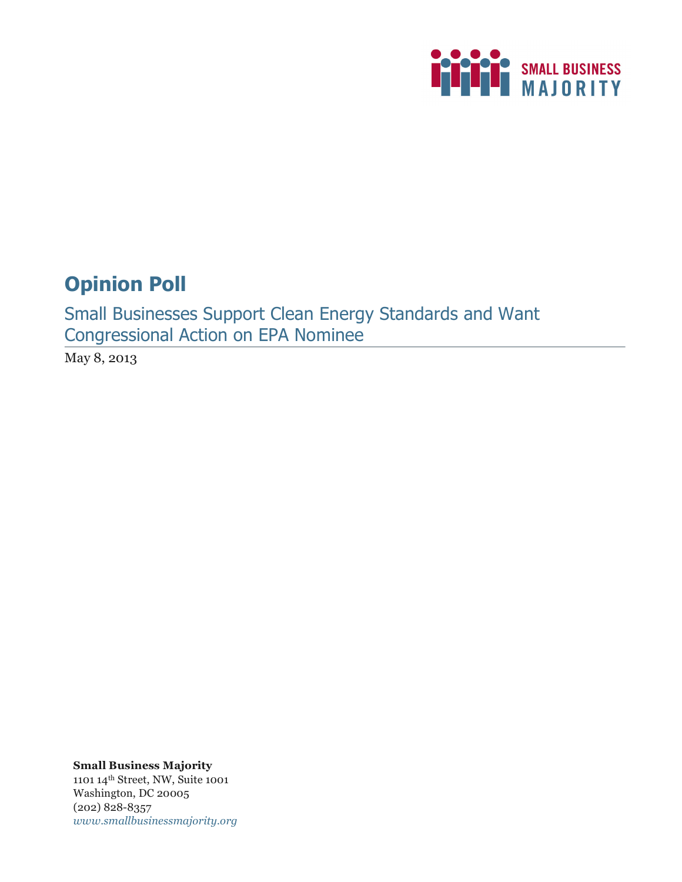SMALL BUSINESS MAJORITY

# Opinion Poll

## Small Businesses Support Clean Energy Standards and Want Congressional Action on EPA Nominee

May 8, 2013

**Small Business Majority**
1101 14th Street, NW, Suite 1001
Washington, DC 20005
(202) 828-8357
*www.smallbusinessmajority.org*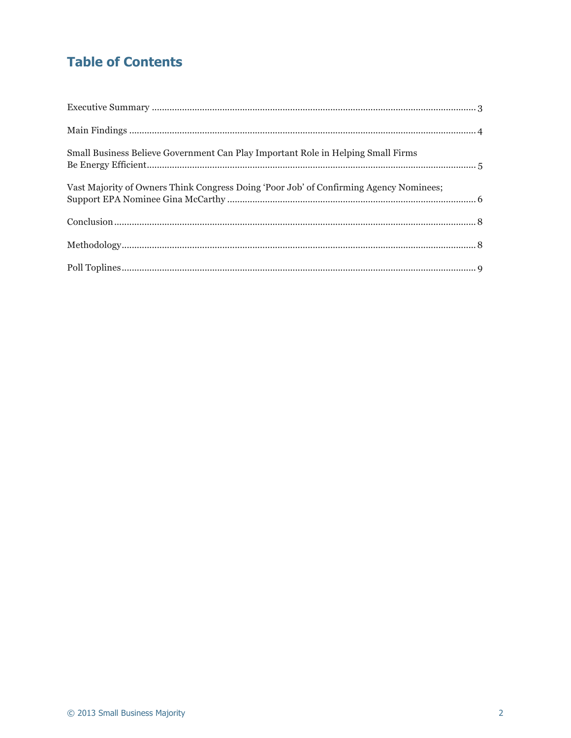# Table of Contents

Executive Summary ........................................................................................................................ 3

Main Findings ............................................................................................................................... 4

Small Business Believe Government Can Play Important Role in Helping Small Firms Be Energy Efficient ........................................................................................................................... 5

Vast Majority of Owners Think Congress Doing 'Poor Job' of Confirming Agency Nominees; Support EPA Nominee Gina McCarthy ........................................................................................... 6

Conclusion .................................................................................................................................... 8

Methodology.................................................................................................................................. 8

Poll Toplines .................................................................................................................................. 9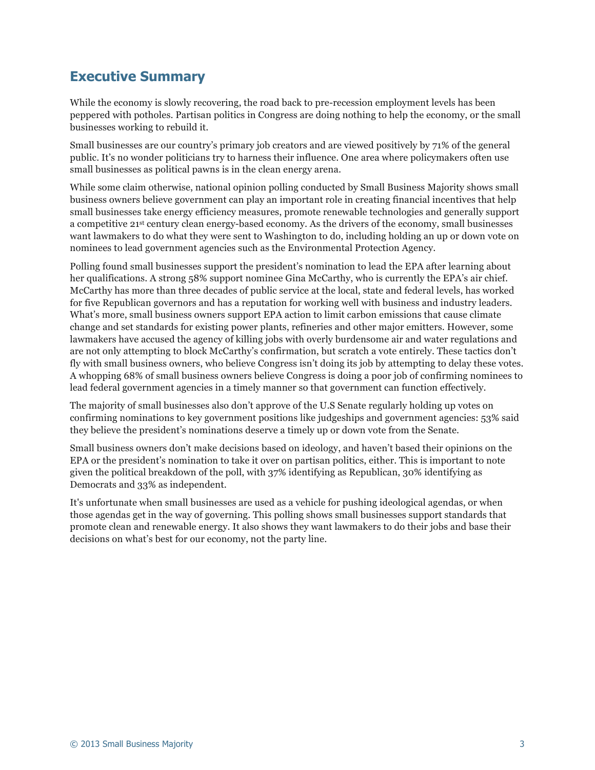## Executive Summary

While the economy is slowly recovering, the road back to pre-recession employment levels has been peppered with potholes. Partisan politics in Congress are doing nothing to help the economy, or the small businesses working to rebuild it.

Small businesses are our country's primary job creators and are viewed positively by 71% of the general public. It's no wonder politicians try to harness their influence. One area where policymakers often use small businesses as political pawns is in the clean energy arena.

While some claim otherwise, national opinion polling conducted by Small Business Majority shows small business owners believe government can play an important role in creating financial incentives that help small businesses take energy efficiency measures, promote renewable technologies and generally support a competitive 21st century clean energy-based economy. As the drivers of the economy, small businesses want lawmakers to do what they were sent to Washington to do, including holding an up or down vote on nominees to lead government agencies such as the Environmental Protection Agency.

Polling found small businesses support the president's nomination to lead the EPA after learning about her qualifications. A strong 58% support nominee Gina McCarthy, who is currently the EPA's air chief. McCarthy has more than three decades of public service at the local, state and federal levels, has worked for five Republican governors and has a reputation for working well with business and industry leaders. What's more, small business owners support EPA action to limit carbon emissions that cause climate change and set standards for existing power plants, refineries and other major emitters. However, some lawmakers have accused the agency of killing jobs with overly burdensome air and water regulations and are not only attempting to block McCarthy's confirmation, but scratch a vote entirely. These tactics don't fly with small business owners, who believe Congress isn't doing its job by attempting to delay these votes. A whopping 68% of small business owners believe Congress is doing a poor job of confirming nominees to lead federal government agencies in a timely manner so that government can function effectively.

The majority of small businesses also don't approve of the U.S Senate regularly holding up votes on confirming nominations to key government positions like judgeships and government agencies: 53% said they believe the president's nominations deserve a timely up or down vote from the Senate.

Small business owners don't make decisions based on ideology, and haven't based their opinions on the EPA or the president's nomination to take it over on partisan politics, either. This is important to note given the political breakdown of the poll, with 37% identifying as Republican, 30% identifying as Democrats and 33% as independent.

It's unfortunate when small businesses are used as a vehicle for pushing ideological agendas, or when those agendas get in the way of governing. This polling shows small businesses support standards that promote clean and renewable energy. It also shows they want lawmakers to do their jobs and base their decisions on what's best for our economy, not the party line.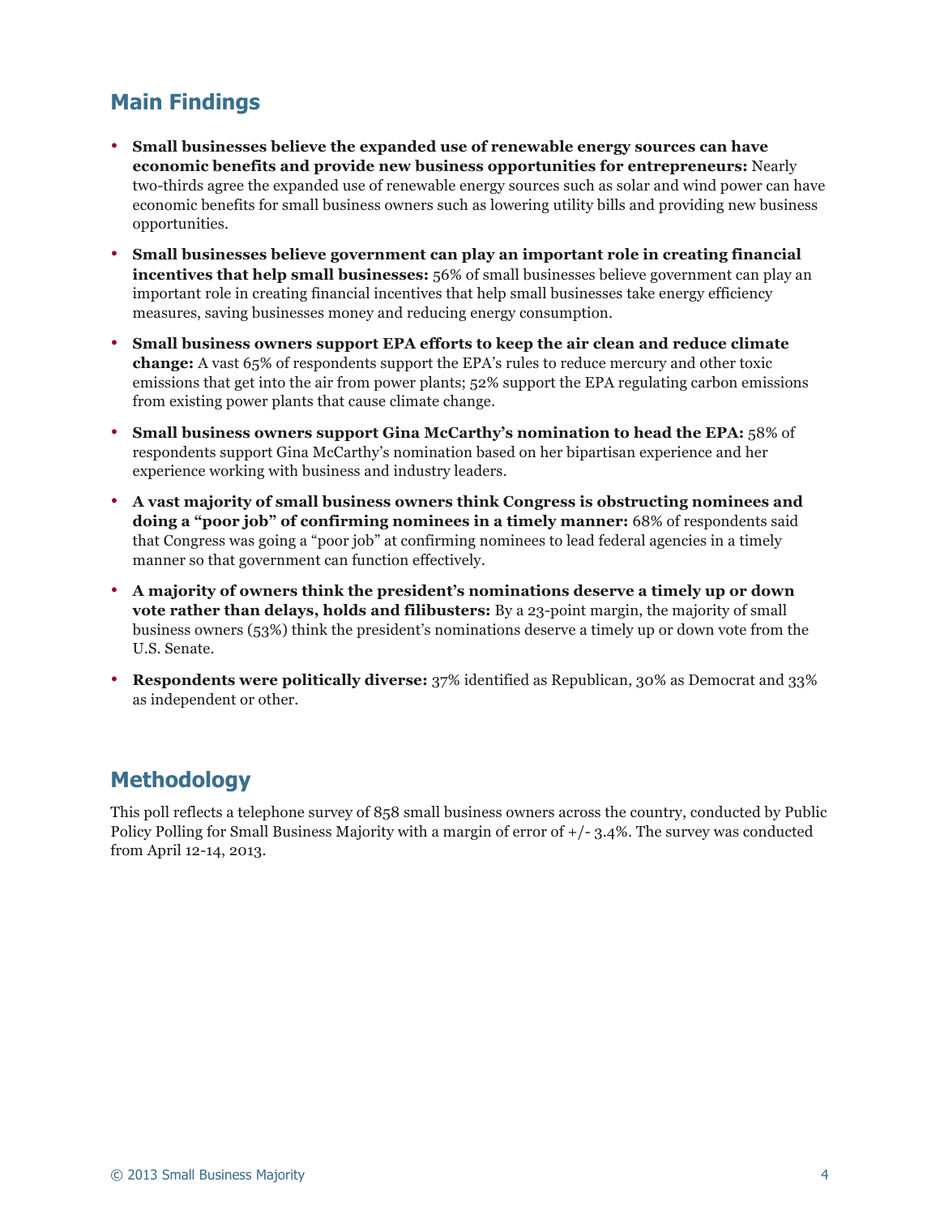## Main Findings

- **Small businesses believe the expanded use of renewable energy sources can have economic benefits and provide new business opportunities for entrepreneurs:** Nearly two-thirds agree the expanded use of renewable energy sources such as solar and wind power can have economic benefits for small business owners such as lowering utility bills and providing new business opportunities.
- **Small businesses believe government can play an important role in creating financial incentives that help small businesses:** 56% of small businesses believe government can play an important role in creating financial incentives that help small businesses take energy efficiency measures, saving businesses money and reducing energy consumption.
- **Small business owners support EPA efforts to keep the air clean and reduce climate change:** A vast 65% of respondents support the EPA's rules to reduce mercury and other toxic emissions that get into the air from power plants; 52% support the EPA regulating carbon emissions from existing power plants that cause climate change.
- **Small business owners support Gina McCarthy's nomination to head the EPA:** 58% of respondents support Gina McCarthy's nomination based on her bipartisan experience and her experience working with business and industry leaders.
- **A vast majority of small business owners think Congress is obstructing nominees and doing a "poor job" of confirming nominees in a timely manner:** 68% of respondents said that Congress was going a "poor job" at confirming nominees to lead federal agencies in a timely manner so that government can function effectively.
- **A majority of owners think the president's nominations deserve a timely up or down vote rather than delays, holds and filibusters:** By a 23-point margin, the majority of small business owners (53%) think the president's nominations deserve a timely up or down vote from the U.S. Senate.
- **Respondents were politically diverse:** 37% identified as Republican, 30% as Democrat and 33% as independent or other.

## Methodology

This poll reflects a telephone survey of 858 small business owners across the country, conducted by Public Policy Polling for Small Business Majority with a margin of error of +/- 3.4%. The survey was conducted from April 12-14, 2013.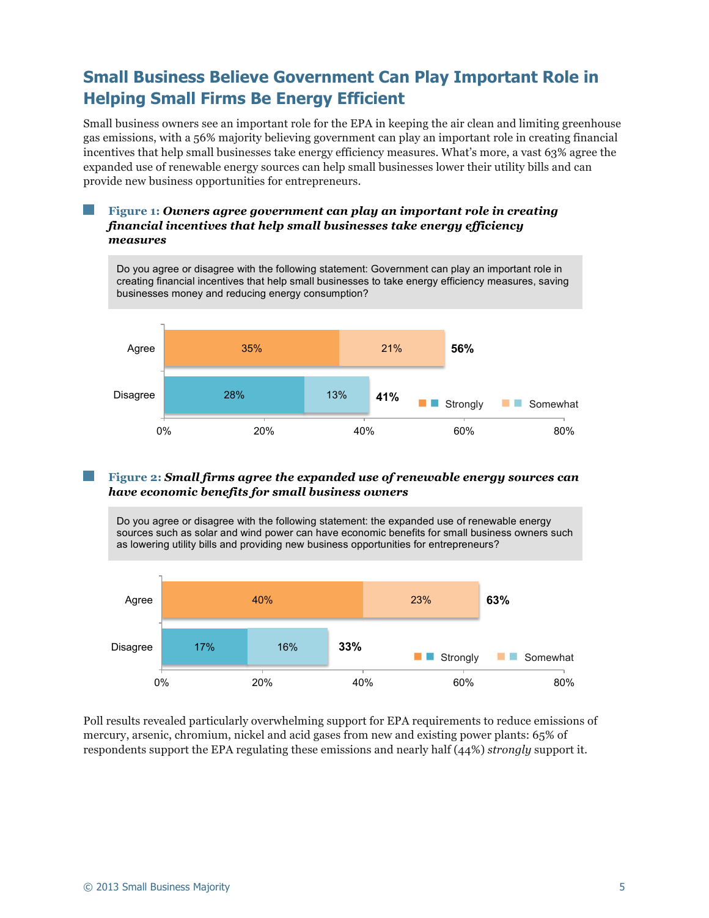## Small Business Believe Government Can Play Important Role in Helping Small Firms Be Energy Efficient

Small business owners see an important role for the EPA in keeping the air clean and limiting greenhouse gas emissions, with a 56% majority believing government can play an important role in creating financial incentives that help small businesses take energy efficiency measures. What's more, a vast 63% agree the expanded use of renewable energy sources can help small businesses lower their utility bills and can provide new business opportunities for entrepreneurs.

**Figure 1:** ***Owners agree government can play an important role in creating financial incentives that help small businesses take energy efficiency measures***

Do you agree or disagree with the following statement: Government can play an important role in creating financial incentives that help small businesses to take energy efficiency measures, saving businesses money and reducing energy consumption?

| | Strongly | Somewhat | Total |
|---|---|---|---|
| Agree | 35% | 21% | 56% |
| Disagree | 28% | 13% | 41% |

**Figure 2:** ***Small firms agree the expanded use of renewable energy sources can have economic benefits for small business owners***

Do you agree or disagree with the following statement: the expanded use of renewable energy sources such as solar and wind power can have economic benefits for small business owners such as lowering utility bills and providing new business opportunities for entrepreneurs?

| | Strongly | Somewhat | Total |
|---|---|---|---|
| Agree | 40% | 23% | 63% |
| Disagree | 17% | 16% | 33% |

Poll results revealed particularly overwhelming support for EPA requirements to reduce emissions of mercury, arsenic, chromium, nickel and acid gases from new and existing power plants: 65% of respondents support the EPA regulating these emissions and nearly half (44%) *strongly* support it.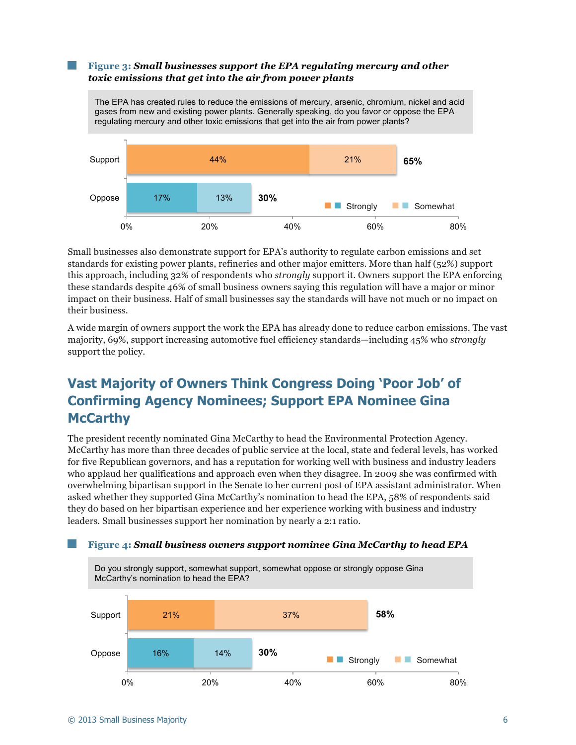**Figure 3:** ***Small businesses support the EPA regulating mercury and other toxic emissions that get into the air from power plants***

The EPA has created rules to reduce the emissions of mercury, arsenic, chromium, nickel and acid gases from new and existing power plants. Generally speaking, do you favor or oppose the EPA regulating mercury and other toxic emissions that get into the air from power plants?

| | Strongly | Somewhat | Total |
|---|---|---|---|
| Support | 44% | 21% | 65% |
| Oppose | 17% | 13% | 30% |

Small businesses also demonstrate support for EPA's authority to regulate carbon emissions and set standards for existing power plants, refineries and other major emitters. More than half (52%) support this approach, including 32% of respondents who *strongly* support it. Owners support the EPA enforcing these standards despite 46% of small business owners saying this regulation will have a major or minor impact on their business. Half of small businesses say the standards will have not much or no impact on their business.

A wide margin of owners support the work the EPA has already done to reduce carbon emissions. The vast majority, 69%, support increasing automotive fuel efficiency standards—including 45% who *strongly* support the policy.

## Vast Majority of Owners Think Congress Doing 'Poor Job' of Confirming Agency Nominees; Support EPA Nominee Gina McCarthy

The president recently nominated Gina McCarthy to head the Environmental Protection Agency. McCarthy has more than three decades of public service at the local, state and federal levels, has worked for five Republican governors, and has a reputation for working well with business and industry leaders who applaud her qualifications and approach even when they disagree. In 2009 she was confirmed with overwhelming bipartisan support in the Senate to her current post of EPA assistant administrator. When asked whether they supported Gina McCarthy's nomination to head the EPA, 58% of respondents said they do based on her bipartisan experience and her experience working with business and industry leaders. Small businesses support her nomination by nearly a 2:1 ratio.

**Figure 4:** ***Small business owners support nominee Gina McCarthy to head EPA***

Do you strongly support, somewhat support, somewhat oppose or strongly oppose Gina McCarthy's nomination to head the EPA?

| | Strongly | Somewhat | Total |
|---|---|---|---|
| Support | 21% | 37% | 58% |
| Oppose | 16% | 14% | 30% |

© 2013 Small Business Majority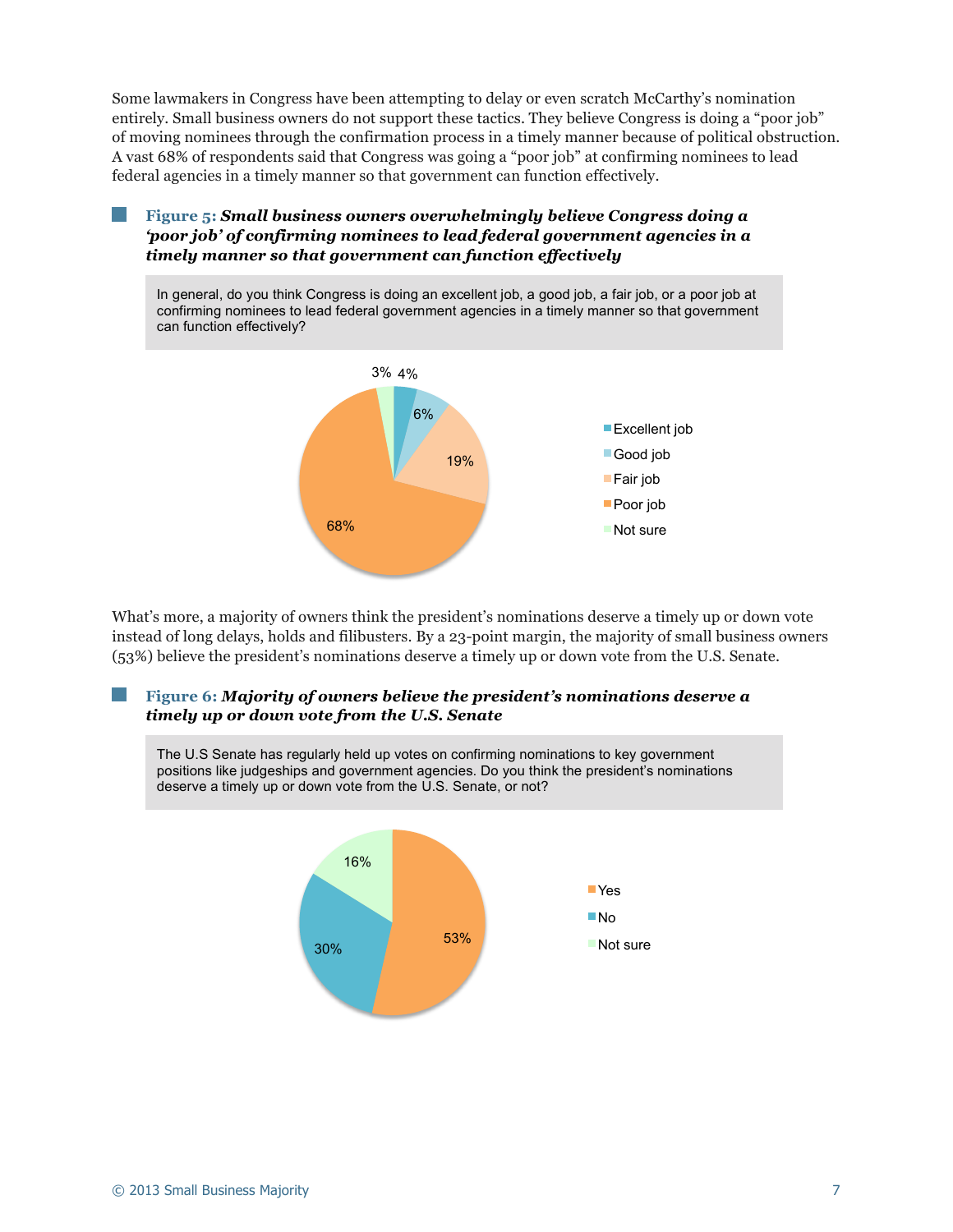Some lawmakers in Congress have been attempting to delay or even scratch McCarthy's nomination entirely. Small business owners do not support these tactics. They believe Congress is doing a "poor job" of moving nominees through the confirmation process in a timely manner because of political obstruction. A vast 68% of respondents said that Congress was going a "poor job" at confirming nominees to lead federal agencies in a timely manner so that government can function effectively.

**Figure 5:** ***Small business owners overwhelmingly believe Congress doing a 'poor job' of confirming nominees to lead federal government agencies in a timely manner so that government can function effectively***

In general, do you think Congress is doing an excellent job, a good job, a fair job, or a poor job at confirming nominees to lead federal government agencies in a timely manner so that government can function effectively?

| Response | Percent |
| --- | --- |
| Excellent job | 4% |
| Good job | 6% |
| Fair job | 19% |
| Poor job | 68% |
| Not sure | 3% |

What's more, a majority of owners think the president's nominations deserve a timely up or down vote instead of long delays, holds and filibusters. By a 23-point margin, the majority of small business owners (53%) believe the president's nominations deserve a timely up or down vote from the U.S. Senate.

**Figure 6:** ***Majority of owners believe the president's nominations deserve a timely up or down vote from the U.S. Senate***

The U.S Senate has regularly held up votes on confirming nominations to key government positions like judgeships and government agencies. Do you think the president's nominations deserve a timely up or down vote from the U.S. Senate, or not?

| Response | Percent |
| --- | --- |
| Yes | 53% |
| No | 30% |
| Not sure | 16% |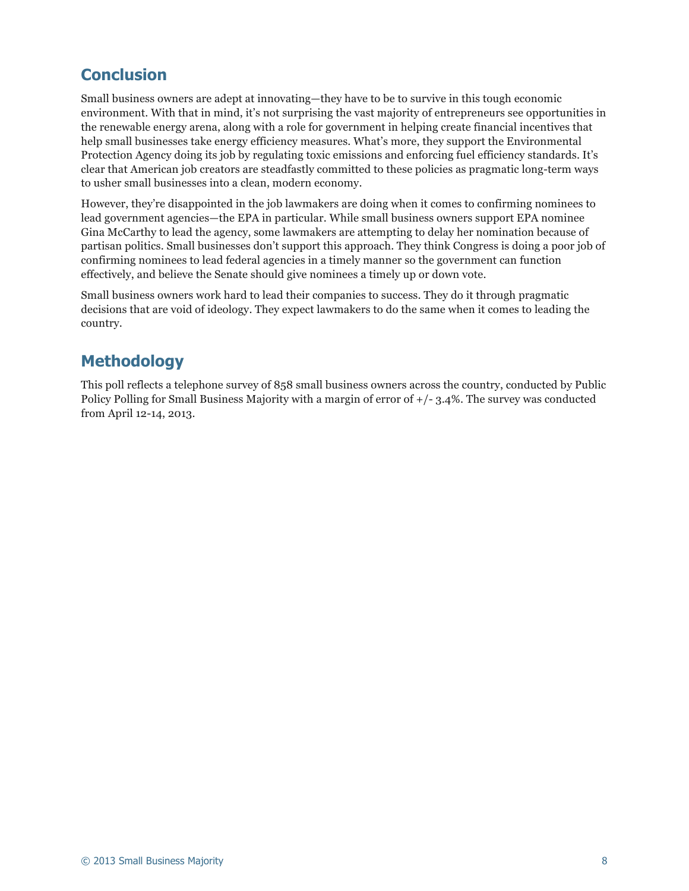## Conclusion

Small business owners are adept at innovating—they have to be to survive in this tough economic environment. With that in mind, it's not surprising the vast majority of entrepreneurs see opportunities in the renewable energy arena, along with a role for government in helping create financial incentives that help small businesses take energy efficiency measures. What's more, they support the Environmental Protection Agency doing its job by regulating toxic emissions and enforcing fuel efficiency standards. It's clear that American job creators are steadfastly committed to these policies as pragmatic long-term ways to usher small businesses into a clean, modern economy.

However, they're disappointed in the job lawmakers are doing when it comes to confirming nominees to lead government agencies—the EPA in particular. While small business owners support EPA nominee Gina McCarthy to lead the agency, some lawmakers are attempting to delay her nomination because of partisan politics. Small businesses don't support this approach. They think Congress is doing a poor job of confirming nominees to lead federal agencies in a timely manner so the government can function effectively, and believe the Senate should give nominees a timely up or down vote.

Small business owners work hard to lead their companies to success. They do it through pragmatic decisions that are void of ideology. They expect lawmakers to do the same when it comes to leading the country.

## Methodology

This poll reflects a telephone survey of 858 small business owners across the country, conducted by Public Policy Polling for Small Business Majority with a margin of error of +/- 3.4%. The survey was conducted from April 12-14, 2013.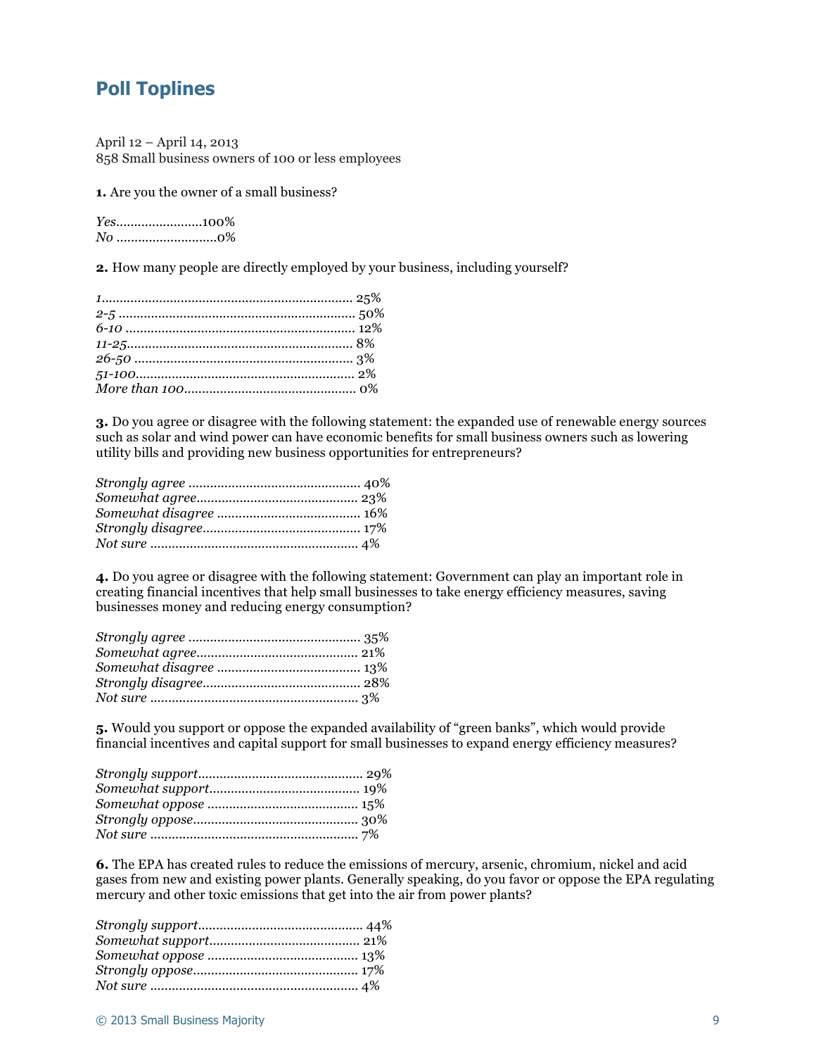## Poll Toplines

April 12 – April 14, 2013
858 Small business owners of 100 or less employees

**1.** Are you the owner of a small business?

*Yes*........................100%
*No* ............................0%

**2.** How many people are directly employed by your business, including yourself?

*1*...................................................................... 25%
*2-5* .................................................................. 50%
*6-10* ................................................................ 12%
*11-25*.............................................................. 8%
*26-50* ............................................................. 3%
*51-100*............................................................ 2%
*More than 100*................................................ 0%

**3.** Do you agree or disagree with the following statement: the expanded use of renewable energy sources such as solar and wind power can have economic benefits for small business owners such as lowering utility bills and providing new business opportunities for entrepreneurs?

*Strongly agree* ................................................ 40%
*Somewhat agree*............................................. 23%
*Somewhat disagree* ........................................ 16%
*Strongly disagree*............................................ 17%
*Not sure* .......................................................... 4%

**4.** Do you agree or disagree with the following statement: Government can play an important role in creating financial incentives that help small businesses to take energy efficiency measures, saving businesses money and reducing energy consumption?

*Strongly agree* ................................................ 35%
*Somewhat agree*............................................. 21%
*Somewhat disagree* ........................................ 13%
*Strongly disagree*............................................ 28%
*Not sure* .......................................................... 3%

**5.** Would you support or oppose the expanded availability of "green banks", which would provide financial incentives and capital support for small businesses to expand energy efficiency measures?

*Strongly support*............................................. 29%
*Somewhat support*.......................................... 19%
*Somewhat oppose* .......................................... 15%
*Strongly oppose*............................................. 30%
*Not sure* .......................................................... 7%

**6.** The EPA has created rules to reduce the emissions of mercury, arsenic, chromium, nickel and acid gases from new and existing power plants. Generally speaking, do you favor or oppose the EPA regulating mercury and other toxic emissions that get into the air from power plants?

*Strongly support*............................................. 44%
*Somewhat support*.......................................... 21%
*Somewhat oppose* .......................................... 13%
*Strongly oppose*............................................. 17%
*Not sure* .......................................................... 4%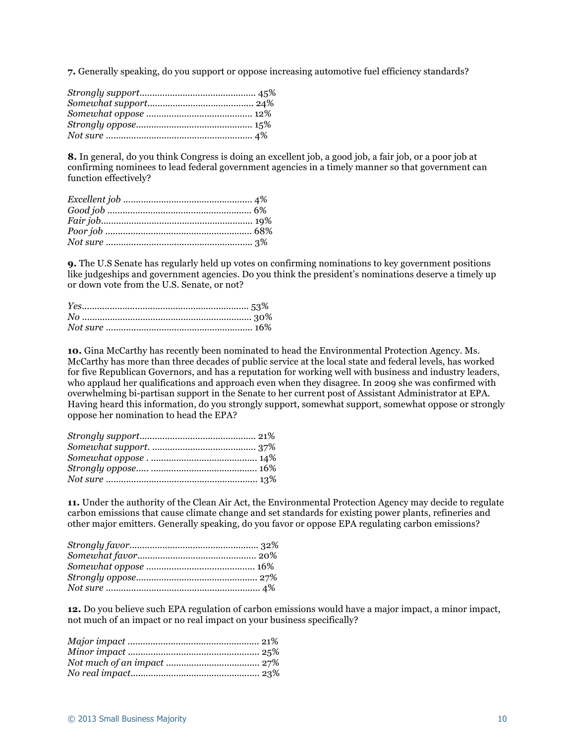**7.** Generally speaking, do you support or oppose increasing automotive fuel efficiency standards?

*Strongly support*............................................. 45%
*Somewhat support*......................................... 24%
*Somewhat oppose* .......................................... 12%
*Strongly oppose*............................................. 15%
*Not sure* ......................................................... 4%

**8.** In general, do you think Congress is doing an excellent job, a good job, a fair job, or a poor job at confirming nominees to lead federal government agencies in a timely manner so that government can function effectively?

*Excellent job* .................................................. 4%
*Good job* ........................................................ 6%
*Fair job*........................................................... 19%
*Poor job* ......................................................... 68%
*Not sure* ......................................................... 3%

**9.** The U.S Senate has regularly held up votes on confirming nominations to key government positions like judgeships and government agencies. Do you think the president's nominations deserve a timely up or down vote from the U.S. Senate, or not?

*Yes*................................................................. 53%
*No* .................................................................. 30%
*Not sure* ......................................................... 16%

**10.** Gina McCarthy has recently been nominated to head the Environmental Protection Agency. Ms. McCarthy has more than three decades of public service at the local state and federal levels, has worked for five Republican Governors, and has a reputation for working well with business and industry leaders, who applaud her qualifications and approach even when they disagree. In 2009 she was confirmed with overwhelming bi-partisan support in the Senate to her current post of Assistant Administrator at EPA. Having heard this information, do you strongly support, somewhat support, somewhat oppose or strongly oppose her nomination to head the EPA?

*Strongly support*............................................. 21%
*Somewhat support*. ........................................ 37%
*Somewhat oppose* . ......................................... 14%
*Strongly oppose*..... ......................................... 16%
*Not sure* .......................................................... 13%

**11.** Under the authority of the Clean Air Act, the Environmental Protection Agency may decide to regulate carbon emissions that cause climate change and set standards for existing power plants, refineries and other major emitters. Generally speaking, do you favor or oppose EPA regulating carbon emissions?

*Strongly favor*.................................................. 32%
*Somewhat favor*.............................................. 20%
*Somewhat oppose* .......................................... 16%
*Strongly oppose*............................................... 27%
*Not sure* ............................................................ 4%

**12.** Do you believe such EPA regulation of carbon emissions would have a major impact, a minor impact, not much of an impact or no real impact on your business specifically?

*Major impact* ................................................... 21%
*Minor impact* ................................................... 25%
*Not much of an impact* .................................... 27%
*No real impact*.................................................. 23%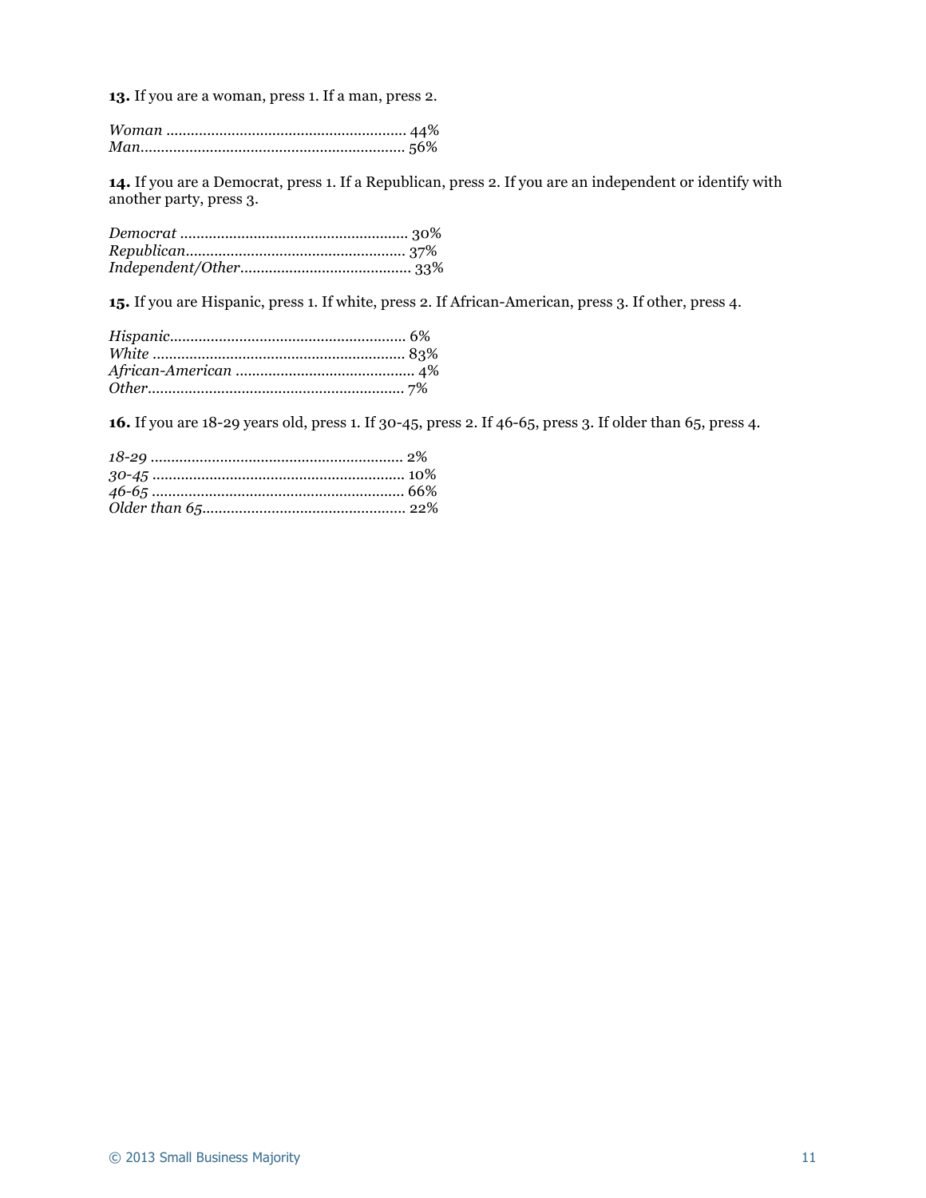**13.** If you are a woman, press 1. If a man, press 2.

*Woman* .......................................................... 44%
*Man*............................................................... 56%

**14.** If you are a Democrat, press 1. If a Republican, press 2. If you are an independent or identify with another party, press 3.

*Democrat* ....................................................... 30%
*Republican*..................................................... 37%
*Independent/Other*......................................... 33%

**15.** If you are Hispanic, press 1. If white, press 2. If African-American, press 3. If other, press 4.

*Hispanic*......................................................... 6%
*White* ............................................................. 83%
*African-American* ........................................... 4%
*Other*.............................................................. 7%

**16.** If you are 18-29 years old, press 1. If 30-45, press 2. If 46-65, press 3. If older than 65, press 4.

*18-29* ............................................................. 2%
*30-45* ............................................................. 10%
*46-65* ............................................................. 66%
*Older than 65*................................................. 22%

© 2013 Small Business Majority